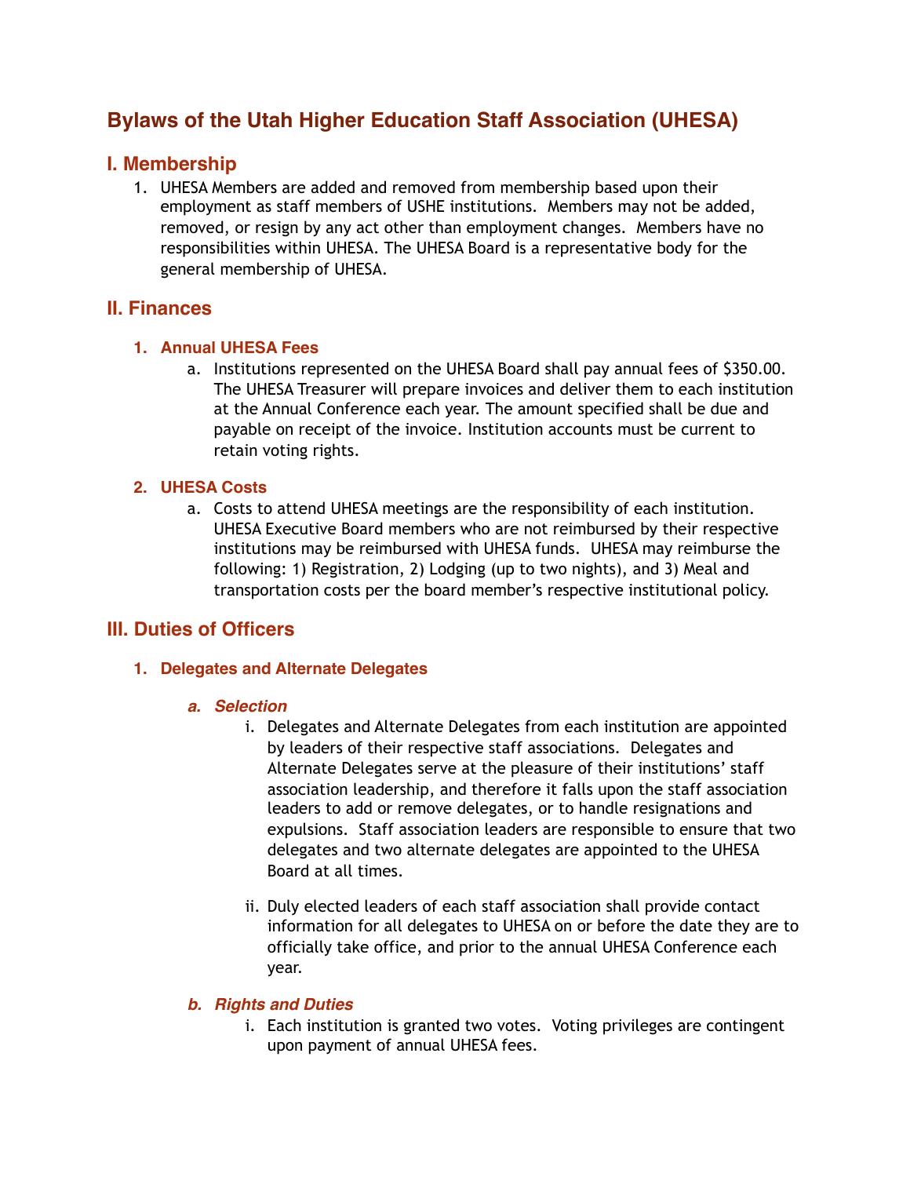# Bylaws of the Utah Higher Education Staff Association (UHESA)

## I. Membership

1. UHESA Members are added and removed from membership based upon their employment as staff members of USHE institutions. Members may not be added, removed, or resign by any act other than employment changes. Members have no responsibilities within UHESA. The UHESA Board is a representative body for the general membership of UHESA.

## II. Finances

### 1. Annual UHESA Fees

a. Institutions represented on the UHESA Board shall pay annual fees of $350.00. The UHESA Treasurer will prepare invoices and deliver them to each institution at the Annual Conference each year. The amount specified shall be due and payable on receipt of the invoice. Institution accounts must be current to retain voting rights.

### 2. UHESA Costs

a. Costs to attend UHESA meetings are the responsibility of each institution. UHESA Executive Board members who are not reimbursed by their respective institutions may be reimbursed with UHESA funds. UHESA may reimburse the following: 1) Registration, 2) Lodging (up to two nights), and 3) Meal and transportation costs per the board member's respective institutional policy.

## III. Duties of Officers

### 1. Delegates and Alternate Delegates

#### *a. Selection*

i. Delegates and Alternate Delegates from each institution are appointed by leaders of their respective staff associations. Delegates and Alternate Delegates serve at the pleasure of their institutions' staff association leadership, and therefore it falls upon the staff association leaders to add or remove delegates, or to handle resignations and expulsions. Staff association leaders are responsible to ensure that two delegates and two alternate delegates are appointed to the UHESA Board at all times.

ii. Duly elected leaders of each staff association shall provide contact information for all delegates to UHESA on or before the date they are to officially take office, and prior to the annual UHESA Conference each year.

#### *b. Rights and Duties*

i. Each institution is granted two votes. Voting privileges are contingent upon payment of annual UHESA fees.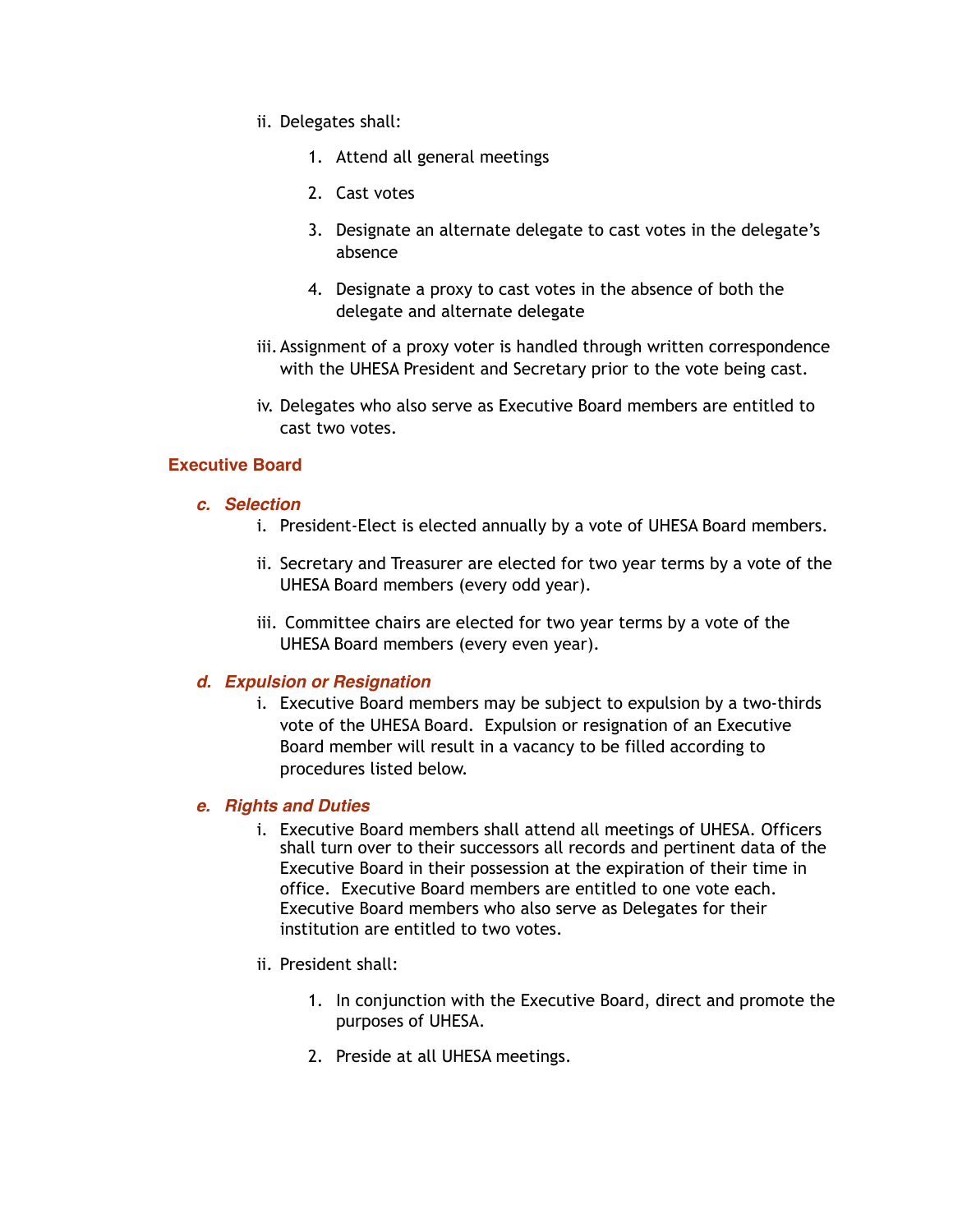ii. Delegates shall:

   1. Attend all general meetings

   2. Cast votes

   3. Designate an alternate delegate to cast votes in the delegate's absence

   4. Designate a proxy to cast votes in the absence of both the delegate and alternate delegate

iii. Assignment of a proxy voter is handled through written correspondence with the UHESA President and Secretary prior to the vote being cast.

iv. Delegates who also serve as Executive Board members are entitled to cast two votes.

## Executive Board

### *c. Selection*

i. President-Elect is elected annually by a vote of UHESA Board members.

ii. Secretary and Treasurer are elected for two year terms by a vote of the UHESA Board members (every odd year).

iii. Committee chairs are elected for two year terms by a vote of the UHESA Board members (every even year).

### *d. Expulsion or Resignation*

i. Executive Board members may be subject to expulsion by a two-thirds vote of the UHESA Board. Expulsion or resignation of an Executive Board member will result in a vacancy to be filled according to procedures listed below.

### *e. Rights and Duties*

i. Executive Board members shall attend all meetings of UHESA. Officers shall turn over to their successors all records and pertinent data of the Executive Board in their possession at the expiration of their time in office. Executive Board members are entitled to one vote each. Executive Board members who also serve as Delegates for their institution are entitled to two votes.

ii. President shall:

   1. In conjunction with the Executive Board, direct and promote the purposes of UHESA.

   2. Preside at all UHESA meetings.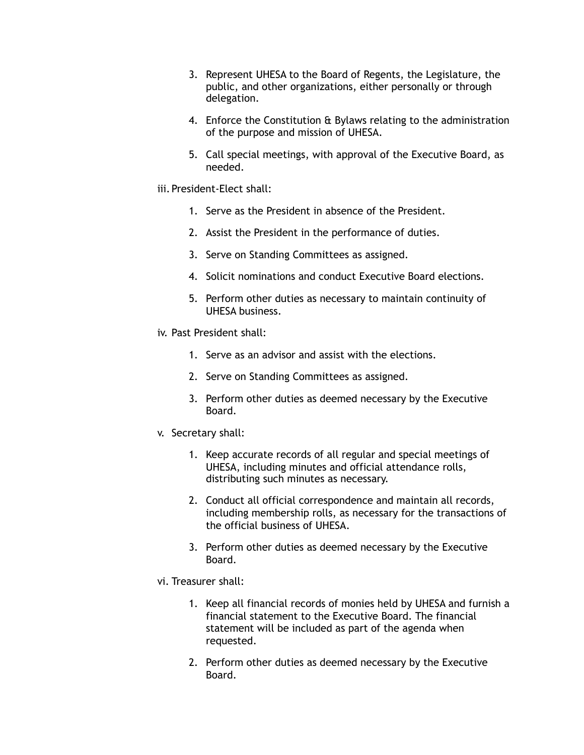3. Represent UHESA to the Board of Regents, the Legislature, the public, and other organizations, either personally or through delegation.

4. Enforce the Constitution & Bylaws relating to the administration of the purpose and mission of UHESA.

5. Call special meetings, with approval of the Executive Board, as needed.

iii. President-Elect shall:

1. Serve as the President in absence of the President.

2. Assist the President in the performance of duties.

3. Serve on Standing Committees as assigned.

4. Solicit nominations and conduct Executive Board elections.

5. Perform other duties as necessary to maintain continuity of UHESA business.

iv. Past President shall:

1. Serve as an advisor and assist with the elections.

2. Serve on Standing Committees as assigned.

3. Perform other duties as deemed necessary by the Executive Board.

v. Secretary shall:

1. Keep accurate records of all regular and special meetings of UHESA, including minutes and official attendance rolls, distributing such minutes as necessary.

2. Conduct all official correspondence and maintain all records, including membership rolls, as necessary for the transactions of the official business of UHESA.

3. Perform other duties as deemed necessary by the Executive Board.

vi. Treasurer shall:

1. Keep all financial records of monies held by UHESA and furnish a financial statement to the Executive Board. The financial statement will be included as part of the agenda when requested.

2. Perform other duties as deemed necessary by the Executive Board.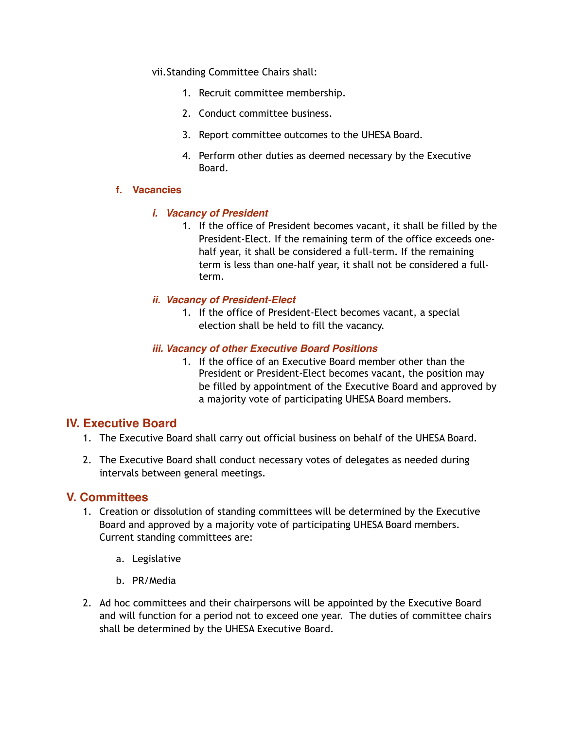vii. Standing Committee Chairs shall:

1. Recruit committee membership.
2. Conduct committee business.
3. Report committee outcomes to the UHESA Board.
4. Perform other duties as deemed necessary by the Executive Board.

### f. Vacancies

#### *i. Vacancy of President*

1. If the office of President becomes vacant, it shall be filled by the President-Elect. If the remaining term of the office exceeds one-half year, it shall be considered a full-term. If the remaining term is less than one-half year, it shall not be considered a full-term.

#### *ii. Vacancy of President-Elect*

1. If the office of President-Elect becomes vacant, a special election shall be held to fill the vacancy.

#### *iii. Vacancy of other Executive Board Positions*

1. If the office of an Executive Board member other than the President or President-Elect becomes vacant, the position may be filled by appointment of the Executive Board and approved by a majority vote of participating UHESA Board members.

## IV. Executive Board

1. The Executive Board shall carry out official business on behalf of the UHESA Board.
2. The Executive Board shall conduct necessary votes of delegates as needed during intervals between general meetings.

## V. Committees

1. Creation or dissolution of standing committees will be determined by the Executive Board and approved by a majority vote of participating UHESA Board members. Current standing committees are:
   a. Legislative
   b. PR/Media
2. Ad hoc committees and their chairpersons will be appointed by the Executive Board and will function for a period not to exceed one year. The duties of committee chairs shall be determined by the UHESA Executive Board.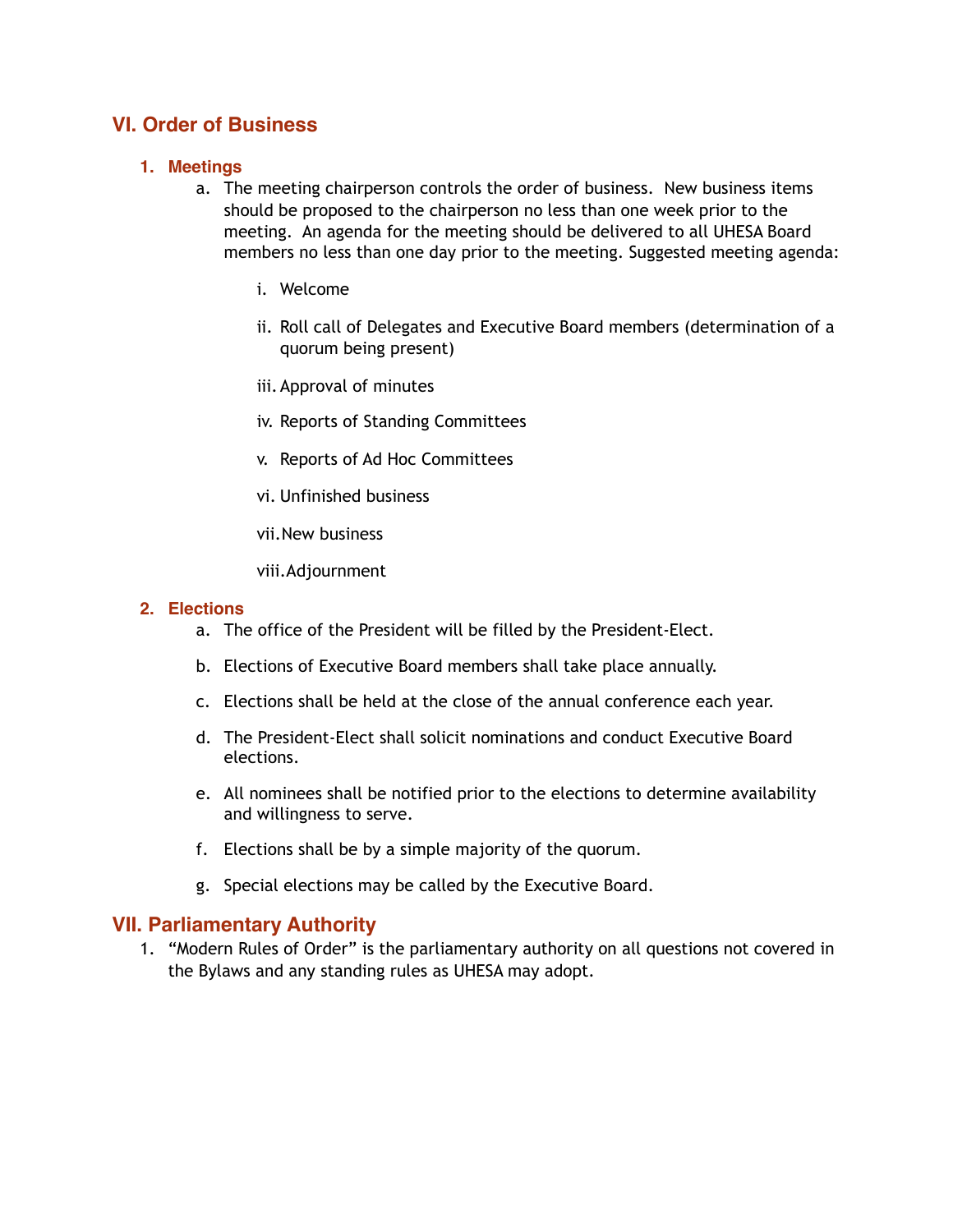## VI. Order of Business

### 1. Meetings

a. The meeting chairperson controls the order of business. New business items should be proposed to the chairperson no less than one week prior to the meeting. An agenda for the meeting should be delivered to all UHESA Board members no less than one day prior to the meeting. Suggested meeting agenda:

   i. Welcome

   ii. Roll call of Delegates and Executive Board members (determination of a quorum being present)

   iii. Approval of minutes

   iv. Reports of Standing Committees

   v. Reports of Ad Hoc Committees

   vi. Unfinished business

   vii. New business

   viii. Adjournment

### 2. Elections

a. The office of the President will be filled by the President-Elect.

b. Elections of Executive Board members shall take place annually.

c. Elections shall be held at the close of the annual conference each year.

d. The President-Elect shall solicit nominations and conduct Executive Board elections.

e. All nominees shall be notified prior to the elections to determine availability and willingness to serve.

f. Elections shall be by a simple majority of the quorum.

g. Special elections may be called by the Executive Board.

## VII. Parliamentary Authority

1. "Modern Rules of Order" is the parliamentary authority on all questions not covered in the Bylaws and any standing rules as UHESA may adopt.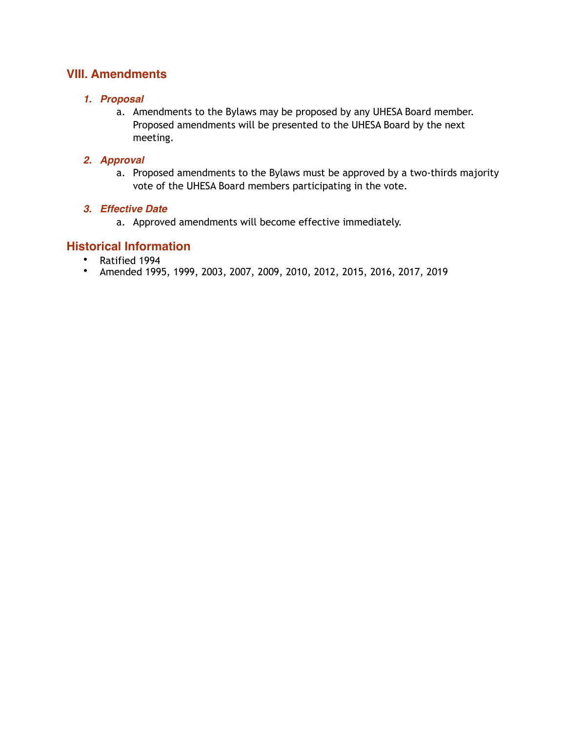## VIII. Amendments

### *1. Proposal*

a. Amendments to the Bylaws may be proposed by any UHESA Board member. Proposed amendments will be presented to the UHESA Board by the next meeting.

### *2. Approval*

a. Proposed amendments to the Bylaws must be approved by a two-thirds majority vote of the UHESA Board members participating in the vote.

### *3. Effective Date*

a. Approved amendments will become effective immediately.

## Historical Information

- Ratified 1994
- Amended 1995, 1999, 2003, 2007, 2009, 2010, 2012, 2015, 2016, 2017, 2019